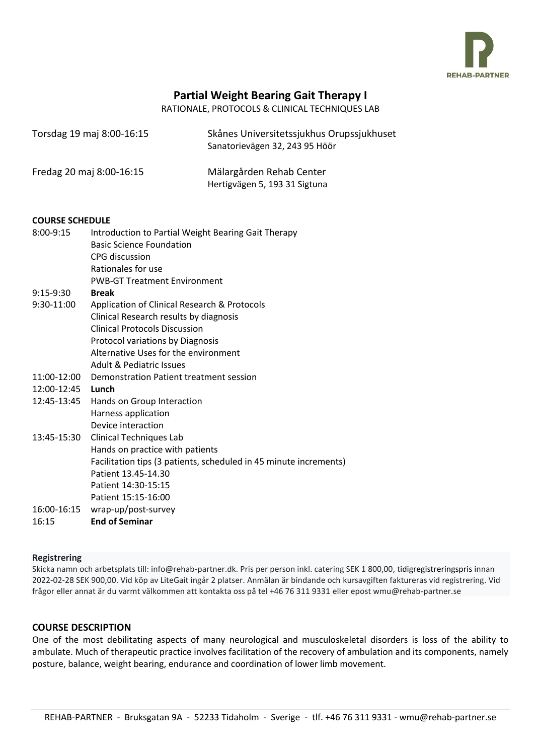REHAB-PARTNER

# Partial Weight Bearing Gait Therapy I

RATIONALE, PROTOCOLS & CLINICAL TECHNIQUES LAB

| | |
|---|---|
| Torsdag 19 maj 8:00-16:15 | Skånes Universitetssjukhus Orupssjukhuset<br>Sanatorievägen 32, 243 95 Höör |
| Fredag 20 maj 8:00-16:15 | Mälargården Rehab Center<br>Hertigvägen 5, 193 31 Sigtuna |

**COURSE SCHEDULE**

| | |
|---|---|
| 8:00-9:15 | Introduction to Partial Weight Bearing Gait Therapy<br>Basic Science Foundation<br>CPG discussion<br>Rationales for use<br>PWB-GT Treatment Environment |
| 9:15-9:30 | **Break** |
| 9:30-11:00 | Application of Clinical Research & Protocols<br>Clinical Research results by diagnosis<br>Clinical Protocols Discussion<br>Protocol variations by Diagnosis<br>Alternative Uses for the environment<br>Adult & Pediatric Issues |
| 11:00-12:00 | Demonstration Patient treatment session |
| 12:00-12:45 | **Lunch** |
| 12:45-13:45 | Hands on Group Interaction<br>Harness application<br>Device interaction |
| 13:45-15:30 | Clinical Techniques Lab<br>Hands on practice with patients<br>Facilitation tips (3 patients, scheduled in 45 minute increments)<br>Patient 13.45-14.30<br>Patient 14:30-15:15<br>Patient 15:15-16:00 |
| 16:00-16:15 | wrap-up/post-survey |
| 16:15 | **End of Seminar** |

**Registrering**

Skicka namn och arbetsplats till: info@rehab-partner.dk. Pris per person inkl. catering SEK 1 800,00, tidigregistreringspris innan 2022-02-28 SEK 900,00. Vid köp av LiteGait ingår 2 platser. Anmälan är bindande och kursavgiften faktureras vid registrering. Vid frågor eller annat är du varmt välkommen att kontakta oss på tel +46 76 311 9331 eller epost wmu@rehab-partner.se

## COURSE DESCRIPTION

One of the most debilitating aspects of many neurological and musculoskeletal disorders is loss of the ability to ambulate. Much of therapeutic practice involves facilitation of the recovery of ambulation and its components, namely posture, balance, weight bearing, endurance and coordination of lower limb movement.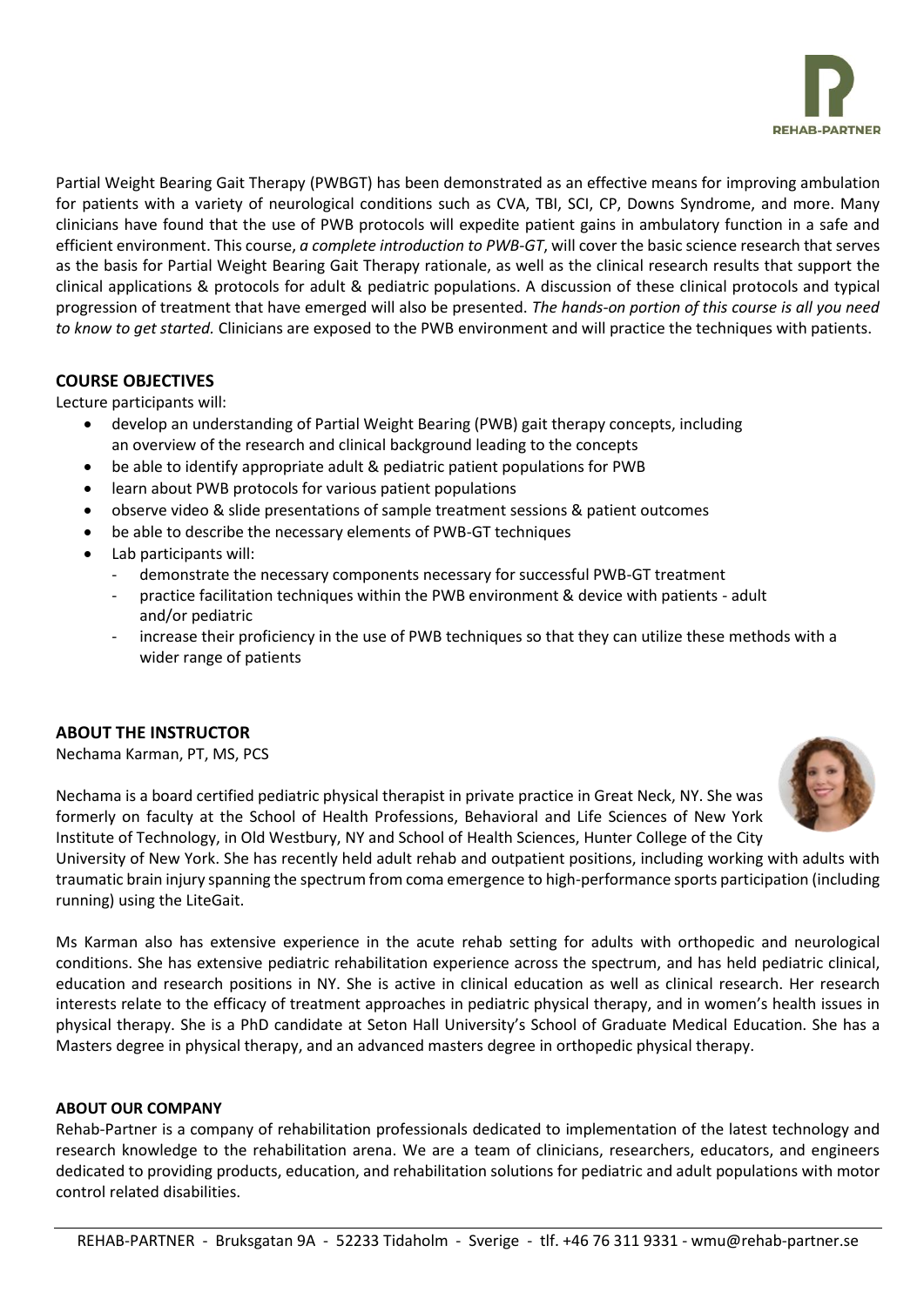Partial Weight Bearing Gait Therapy (PWBGT) has been demonstrated as an effective means for improving ambulation for patients with a variety of neurological conditions such as CVA, TBI, SCI, CP, Downs Syndrome, and more. Many clinicians have found that the use of PWB protocols will expedite patient gains in ambulatory function in a safe and efficient environment. This course, *a complete introduction to PWB-GT*, will cover the basic science research that serves as the basis for Partial Weight Bearing Gait Therapy rationale, as well as the clinical research results that support the clinical applications & protocols for adult & pediatric populations. A discussion of these clinical protocols and typical progression of treatment that have emerged will also be presented. *The hands-on portion of this course is all you need to know to get started.* Clinicians are exposed to the PWB environment and will practice the techniques with patients.

## COURSE OBJECTIVES

Lecture participants will:

- develop an understanding of Partial Weight Bearing (PWB) gait therapy concepts, including an overview of the research and clinical background leading to the concepts
- be able to identify appropriate adult & pediatric patient populations for PWB
- learn about PWB protocols for various patient populations
- observe video & slide presentations of sample treatment sessions & patient outcomes
- be able to describe the necessary elements of PWB-GT techniques
- Lab participants will:
  - demonstrate the necessary components necessary for successful PWB-GT treatment
  - practice facilitation techniques within the PWB environment & device with patients - adult and/or pediatric
  - increase their proficiency in the use of PWB techniques so that they can utilize these methods with a wider range of patients

## ABOUT THE INSTRUCTOR

Nechama Karman, PT, MS, PCS

Nechama is a board certified pediatric physical therapist in private practice in Great Neck, NY. She was formerly on faculty at the School of Health Professions, Behavioral and Life Sciences of New York Institute of Technology, in Old Westbury, NY and School of Health Sciences, Hunter College of the City University of New York. She has recently held adult rehab and outpatient positions, including working with adults with traumatic brain injury spanning the spectrum from coma emergence to high-performance sports participation (including running) using the LiteGait.

Ms Karman also has extensive experience in the acute rehab setting for adults with orthopedic and neurological conditions. She has extensive pediatric rehabilitation experience across the spectrum, and has held pediatric clinical, education and research positions in NY. She is active in clinical education as well as clinical research. Her research interests relate to the efficacy of treatment approaches in pediatric physical therapy, and in women's health issues in physical therapy. She is a PhD candidate at Seton Hall University's School of Graduate Medical Education. She has a Masters degree in physical therapy, and an advanced masters degree in orthopedic physical therapy.

## ABOUT OUR COMPANY

Rehab-Partner is a company of rehabilitation professionals dedicated to implementation of the latest technology and research knowledge to the rehabilitation arena. We are a team of clinicians, researchers, educators, and engineers dedicated to providing products, education, and rehabilitation solutions for pediatric and adult populations with motor control related disabilities.

REHAB-PARTNER - Bruksgatan 9A - 52233 Tidaholm - Sverige - tlf. +46 76 311 9331 - wmu@rehab-partner.se